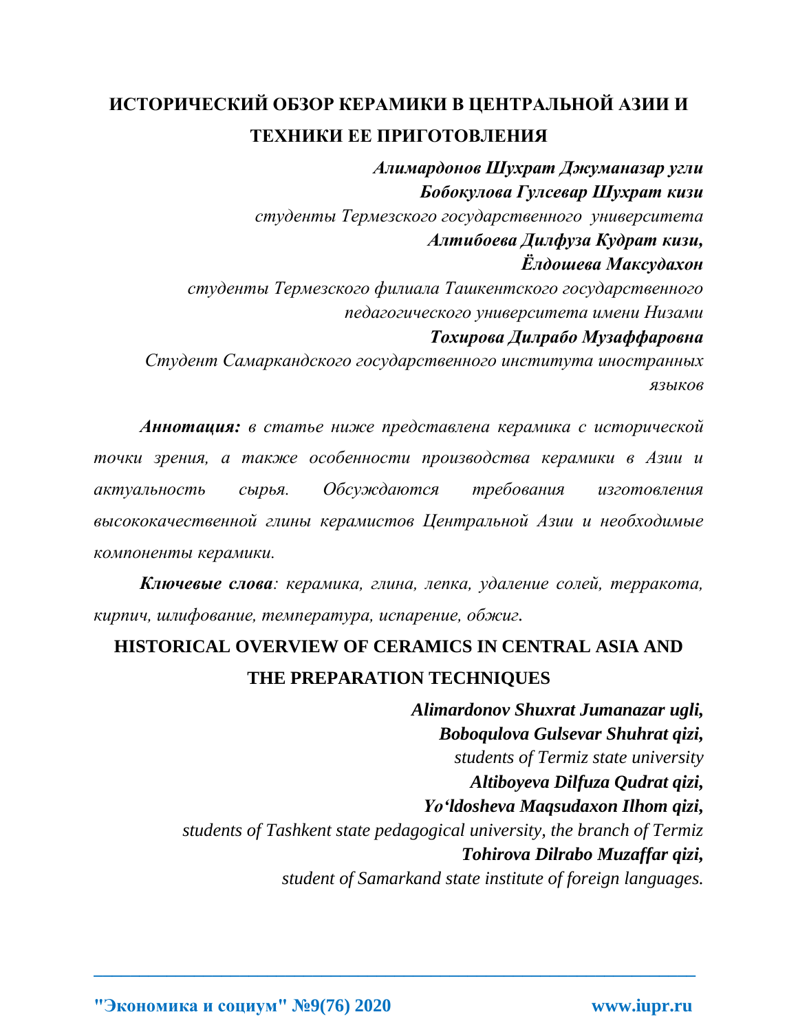# ИСТОРИЧЕСКИЙ ОБЗОР КЕРАМИКИ В ЦЕНТРАЛЬНОЙ АЗИИ И ТЕХНИКИ ЕЕ ПРИГОТОВЛЕНИЯ

***Алимардонов Шухрат Джуманазар угли***
***Бобокулова Гулсевар Шухрат кизи***
*студенты Термезского государственного университета*
***Алтибоева Дилфуза Кудрат кизи,***
***Ёлдошева Максудахон***
*студенты Термезского филиала Ташкентского государственного педагогического университета имени Низами*
***Тохирова Дилрабо Музаффаровна***
*Студент Самаркандского государственного института иностранных языков*

***Аннотация:*** *в статье ниже представлена керамика с исторической точки зрения, а также особенности производства керамики в Азии и актуальность сырья. Обсуждаются требования изготовления высококачественной глины керамистов Центральной Азии и необходимые компоненты керамики.*

***Ключевые слова****: керамика, глина, лепка, удаление солей, терракота, кирпич, шлифование, температура, испарение, обжиг.*

# HISTORICAL OVERVIEW OF CERAMICS IN CENTRAL ASIA AND THE PREPARATION TECHNIQUES

***Alimardonov Shuxrat Jumanazar ugli,***
***Boboqulova Gulsevar Shuhrat qizi,***
*students of Termiz state university*
***Altiboyeva Dilfuza Qudrat qizi,***
***Yo'ldosheva Maqsudaxon Ilhom qizi,***
*students of Tashkent state pedagogical university, the branch of Termiz*
***Tohirova Dilrabo Muzaffar qizi,***
*student of Samarkand state institute of foreign languages.*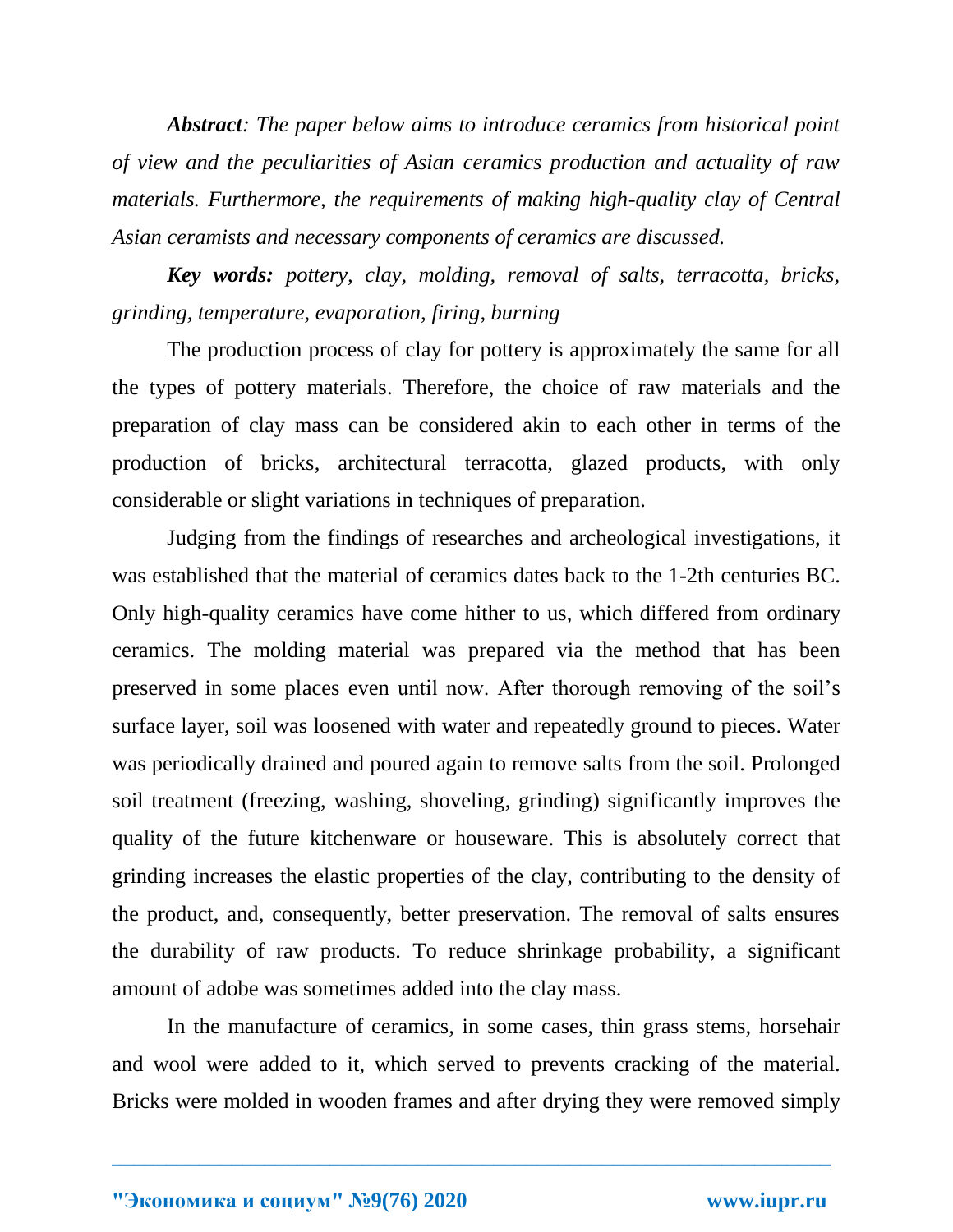***Abstract**: The paper below aims to introduce ceramics from historical point of view and the peculiarities of Asian ceramics production and actuality of raw materials. Furthermore, the requirements of making high-quality clay of Central Asian ceramists and necessary components of ceramics are discussed.*

***Key words:** pottery, clay, molding, removal of salts, terracotta, bricks, grinding, temperature, evaporation, firing, burning*

The production process of clay for pottery is approximately the same for all the types of pottery materials. Therefore, the choice of raw materials and the preparation of clay mass can be considered akin to each other in terms of the production of bricks, architectural terracotta, glazed products, with only considerable or slight variations in techniques of preparation.

Judging from the findings of researches and archeological investigations, it was established that the material of ceramics dates back to the 1-2th centuries BC. Only high-quality ceramics have come hither to us, which differed from ordinary ceramics. The molding material was prepared via the method that has been preserved in some places even until now. After thorough removing of the soil's surface layer, soil was loosened with water and repeatedly ground to pieces. Water was periodically drained and poured again to remove salts from the soil. Prolonged soil treatment (freezing, washing, shoveling, grinding) significantly improves the quality of the future kitchenware or houseware. This is absolutely correct that grinding increases the elastic properties of the clay, contributing to the density of the product, and, consequently, better preservation. The removal of salts ensures the durability of raw products. To reduce shrinkage probability, a significant amount of adobe was sometimes added into the clay mass.

In the manufacture of ceramics, in some cases, thin grass stems, horsehair and wool were added to it, which served to prevents cracking of the material. Bricks were molded in wooden frames and after drying they were removed simply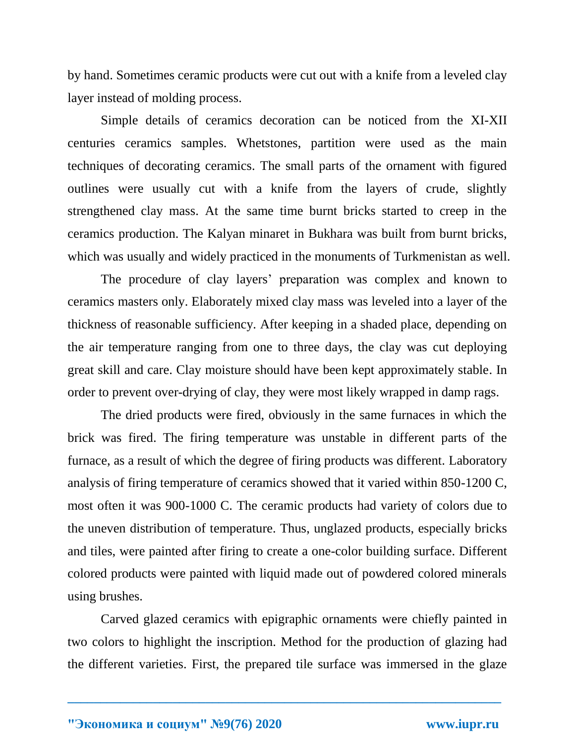by hand. Sometimes ceramic products were cut out with a knife from a leveled clay layer instead of molding process.

Simple details of ceramics decoration can be noticed from the XI-XII centuries ceramics samples. Whetstones, partition were used as the main techniques of decorating ceramics. The small parts of the ornament with figured outlines were usually cut with a knife from the layers of crude, slightly strengthened clay mass. At the same time burnt bricks started to creep in the ceramics production. The Kalyan minaret in Bukhara was built from burnt bricks, which was usually and widely practiced in the monuments of Turkmenistan as well.

The procedure of clay layers' preparation was complex and known to ceramics masters only. Elaborately mixed clay mass was leveled into a layer of the thickness of reasonable sufficiency. After keeping in a shaded place, depending on the air temperature ranging from one to three days, the clay was cut deploying great skill and care. Clay moisture should have been kept approximately stable. In order to prevent over-drying of clay, they were most likely wrapped in damp rags.

The dried products were fired, obviously in the same furnaces in which the brick was fired. The firing temperature was unstable in different parts of the furnace, as a result of which the degree of firing products was different. Laboratory analysis of firing temperature of ceramics showed that it varied within 850-1200 C, most often it was 900-1000 C. The ceramic products had variety of colors due to the uneven distribution of temperature. Thus, unglazed products, especially bricks and tiles, were painted after firing to create a one-color building surface. Different colored products were painted with liquid made out of powdered colored minerals using brushes.

Carved glazed ceramics with epigraphic ornaments were chiefly painted in two colors to highlight the inscription. Method for the production of glazing had the different varieties. First, the prepared tile surface was immersed in the glaze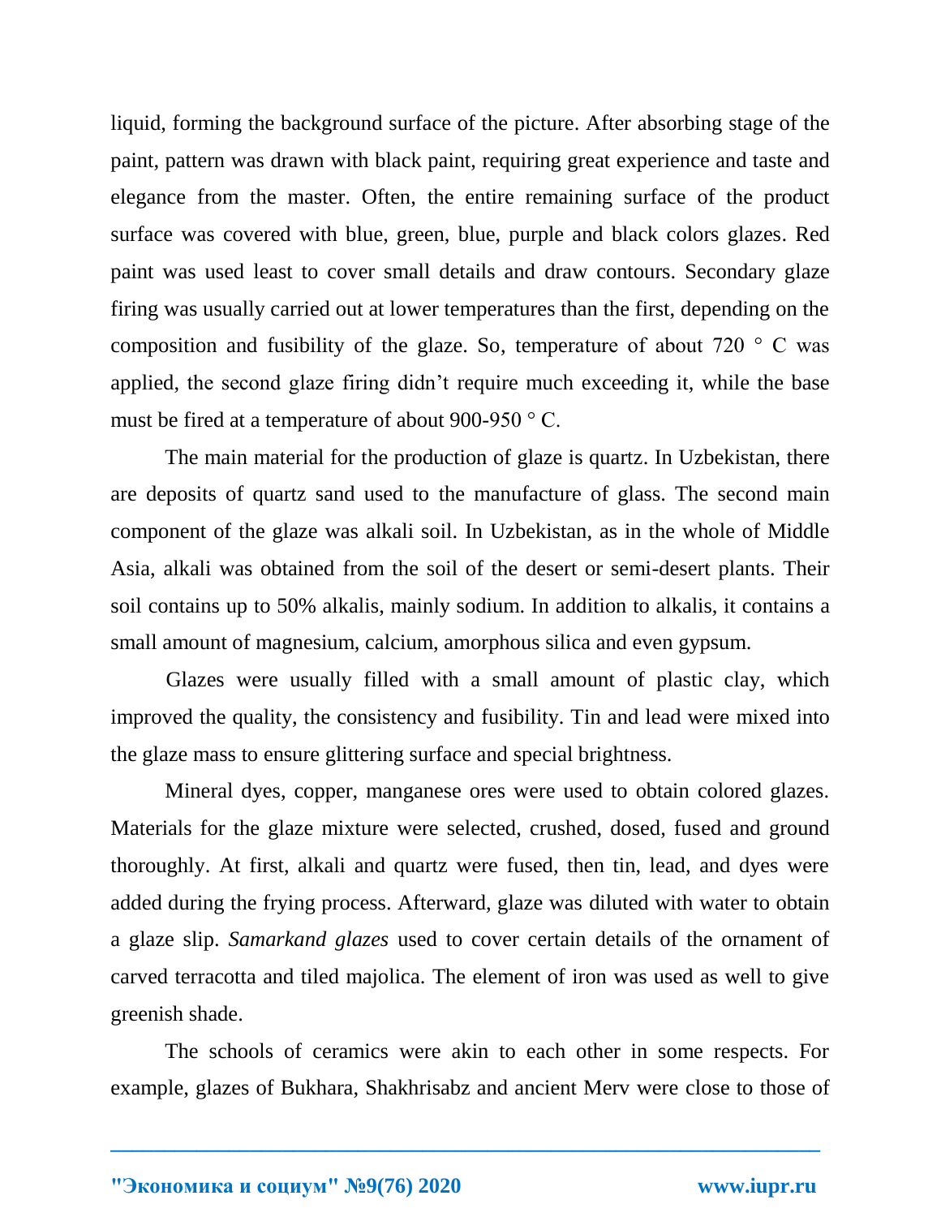liquid, forming the background surface of the picture. After absorbing stage of the paint, pattern was drawn with black paint, requiring great experience and taste and elegance from the master. Often, the entire remaining surface of the product surface was covered with blue, green, blue, purple and black colors glazes. Red paint was used least to cover small details and draw contours. Secondary glaze firing was usually carried out at lower temperatures than the first, depending on the composition and fusibility of the glaze. So, temperature of about 720 ° C was applied, the second glaze firing didn't require much exceeding it, while the base must be fired at a temperature of about 900-950 ° C.

The main material for the production of glaze is quartz. In Uzbekistan, there are deposits of quartz sand used to the manufacture of glass. The second main component of the glaze was alkali soil. In Uzbekistan, as in the whole of Middle Asia, alkali was obtained from the soil of the desert or semi-desert plants. Their soil contains up to 50% alkalis, mainly sodium. In addition to alkalis, it contains a small amount of magnesium, calcium, amorphous silica and even gypsum.

Glazes were usually filled with a small amount of plastic clay, which improved the quality, the consistency and fusibility. Tin and lead were mixed into the glaze mass to ensure glittering surface and special brightness.

Mineral dyes, copper, manganese ores were used to obtain colored glazes. Materials for the glaze mixture were selected, crushed, dosed, fused and ground thoroughly. At first, alkali and quartz were fused, then tin, lead, and dyes were added during the frying process. Afterward, glaze was diluted with water to obtain a glaze slip. *Samarkand glazes* used to cover certain details of the ornament of carved terracotta and tiled majolica. The element of iron was used as well to give greenish shade.

The schools of ceramics were akin to each other in some respects. For example, glazes of Bukhara, Shakhrisabz and ancient Merv were close to those of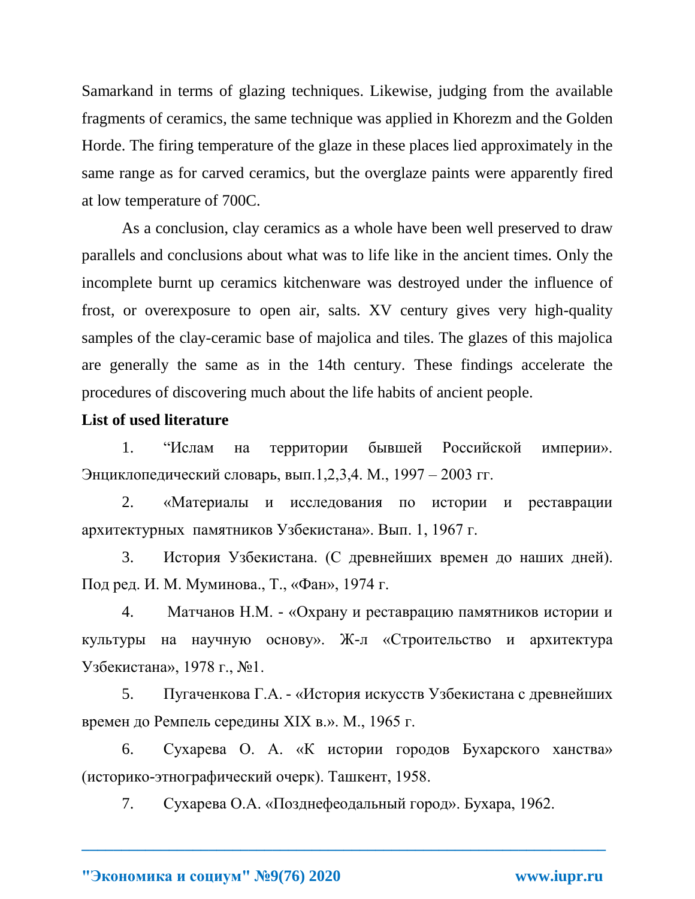Samarkand in terms of glazing techniques. Likewise, judging from the available fragments of ceramics, the same technique was applied in Khorezm and the Golden Horde. The firing temperature of the glaze in these places lied approximately in the same range as for carved ceramics, but the overglaze paints were apparently fired at low temperature of 700C.

As a conclusion, clay ceramics as a whole have been well preserved to draw parallels and conclusions about what was to life like in the ancient times. Only the incomplete burnt up ceramics kitchenware was destroyed under the influence of frost, or overexposure to open air, salts. XV century gives very high-quality samples of the clay-ceramic base of majolica and tiles. The glazes of this majolica are generally the same as in the 14th century. These findings accelerate the procedures of discovering much about the life habits of ancient people.

**List of used literature**

1. "Ислам на территории бывшей Российской империи». Энциклопедический словарь, вып.1,2,3,4. М., 1997 – 2003 гг.
2. «Материалы и исследования по истории и реставрации архитектурных памятников Узбекистана». Вып. 1, 1967 г.
3. История Узбекистана. (С древнейших времен до наших дней). Под ред. И. М. Муминова., Т., «Фан», 1974 г.
4. Матчанов Н.М. - «Охрану и реставрацию памятников истории и культуры на научную основу». Ж-л «Строительство и архитектура Узбекистана», 1978 г., №1.
5. Пугаченкова Г.А. - «История искусств Узбекистана с древнейших времен до Ремпель середины XIX в.». М., 1965 г.
6. Сухарева О. А. «К истории городов Бухарского ханства» (историко-этнографический очерк). Ташкент, 1958.
7. Сухарева О.А. «Позднефеодальный город». Бухара, 1962.